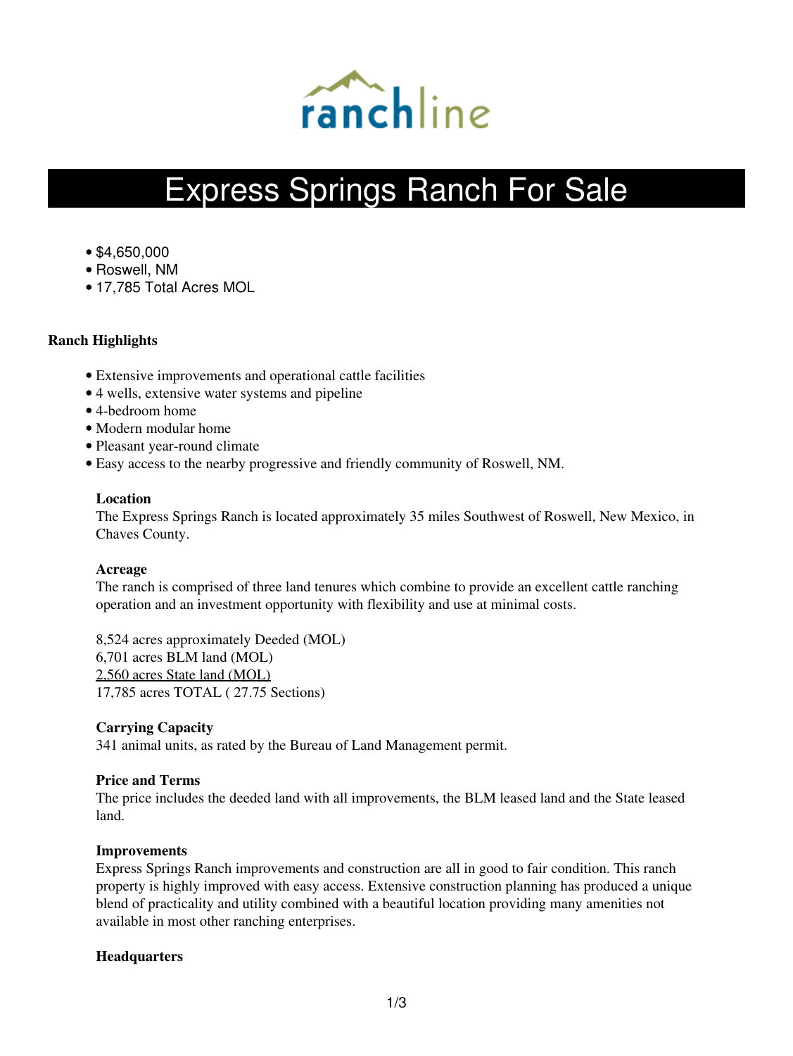ranchline

# Express Springs Ranch For Sale

- $4,650,000
- Roswell, NM
- 17,785 Total Acres MOL

**Ranch Highlights**

- Extensive improvements and operational cattle facilities
- 4 wells, extensive water systems and pipeline
- 4-bedroom home
- Modern modular home
- Pleasant year-round climate
- Easy access to the nearby progressive and friendly community of Roswell, NM.

**Location**
The Express Springs Ranch is located approximately 35 miles Southwest of Roswell, New Mexico, in Chaves County.

**Acreage**
The ranch is comprised of three land tenures which combine to provide an excellent cattle ranching operation and an investment opportunity with flexibility and use at minimal costs.

8,524 acres approximately Deeded (MOL)
6,701 acres BLM land (MOL)
2,560 acres State land (MOL)
17,785 acres TOTAL ( 27.75 Sections)

**Carrying Capacity**
341 animal units, as rated by the Bureau of Land Management permit.

**Price and Terms**
The price includes the deeded land with all improvements, the BLM leased land and the State leased land.

**Improvements**
Express Springs Ranch improvements and construction are all in good to fair condition. This ranch property is highly improved with easy access. Extensive construction planning has produced a unique blend of practicality and utility combined with a beautiful location providing many amenities not available in most other ranching enterprises.

**Headquarters**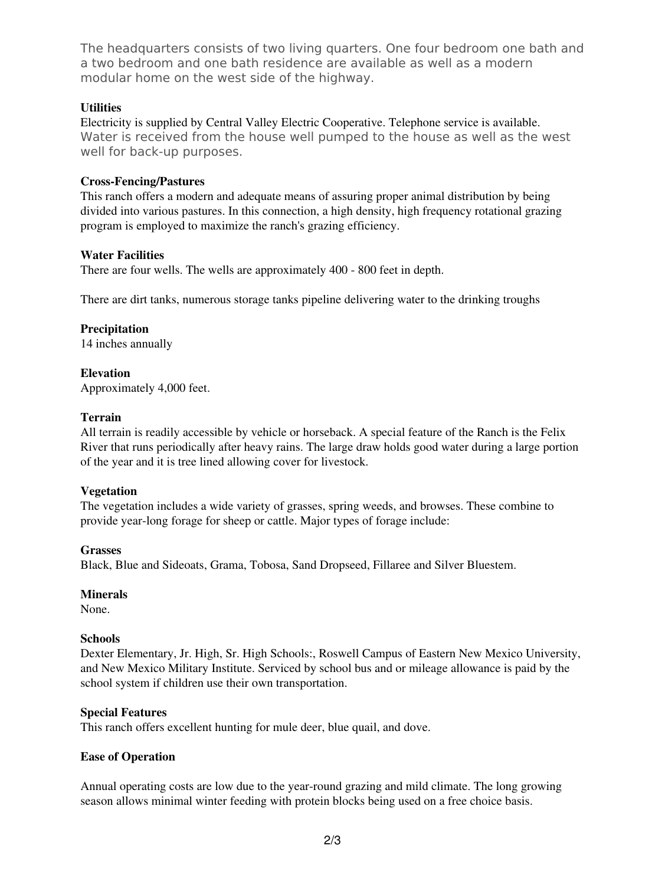The headquarters consists of two living quarters. One four bedroom one bath and a two bedroom and one bath residence are available as well as a modern modular home on the west side of the highway.

**Utilities**

Electricity is supplied by Central Valley Electric Cooperative. Telephone service is available. Water is received from the house well pumped to the house as well as the west well for back-up purposes.

**Cross-Fencing/Pastures**

This ranch offers a modern and adequate means of assuring proper animal distribution by being divided into various pastures. In this connection, a high density, high frequency rotational grazing program is employed to maximize the ranch's grazing efficiency.

**Water Facilities**

There are four wells. The wells are approximately 400 - 800 feet in depth.

There are dirt tanks, numerous storage tanks pipeline delivering water to the drinking troughs

**Precipitation**

14 inches annually

**Elevation**

Approximately 4,000 feet.

**Terrain**

All terrain is readily accessible by vehicle or horseback. A special feature of the Ranch is the Felix River that runs periodically after heavy rains. The large draw holds good water during a large portion of the year and it is tree lined allowing cover for livestock.

**Vegetation**

The vegetation includes a wide variety of grasses, spring weeds, and browses. These combine to provide year-long forage for sheep or cattle. Major types of forage include:

**Grasses**

Black, Blue and Sideoats, Grama, Tobosa, Sand Dropseed, Fillaree and Silver Bluestem.

**Minerals**

None.

**Schools**

Dexter Elementary, Jr. High, Sr. High Schools:, Roswell Campus of Eastern New Mexico University, and New Mexico Military Institute. Serviced by school bus and or mileage allowance is paid by the school system if children use their own transportation.

**Special Features**

This ranch offers excellent hunting for mule deer, blue quail, and dove.

**Ease of Operation**

Annual operating costs are low due to the year-round grazing and mild climate. The long growing season allows minimal winter feeding with protein blocks being used on a free choice basis.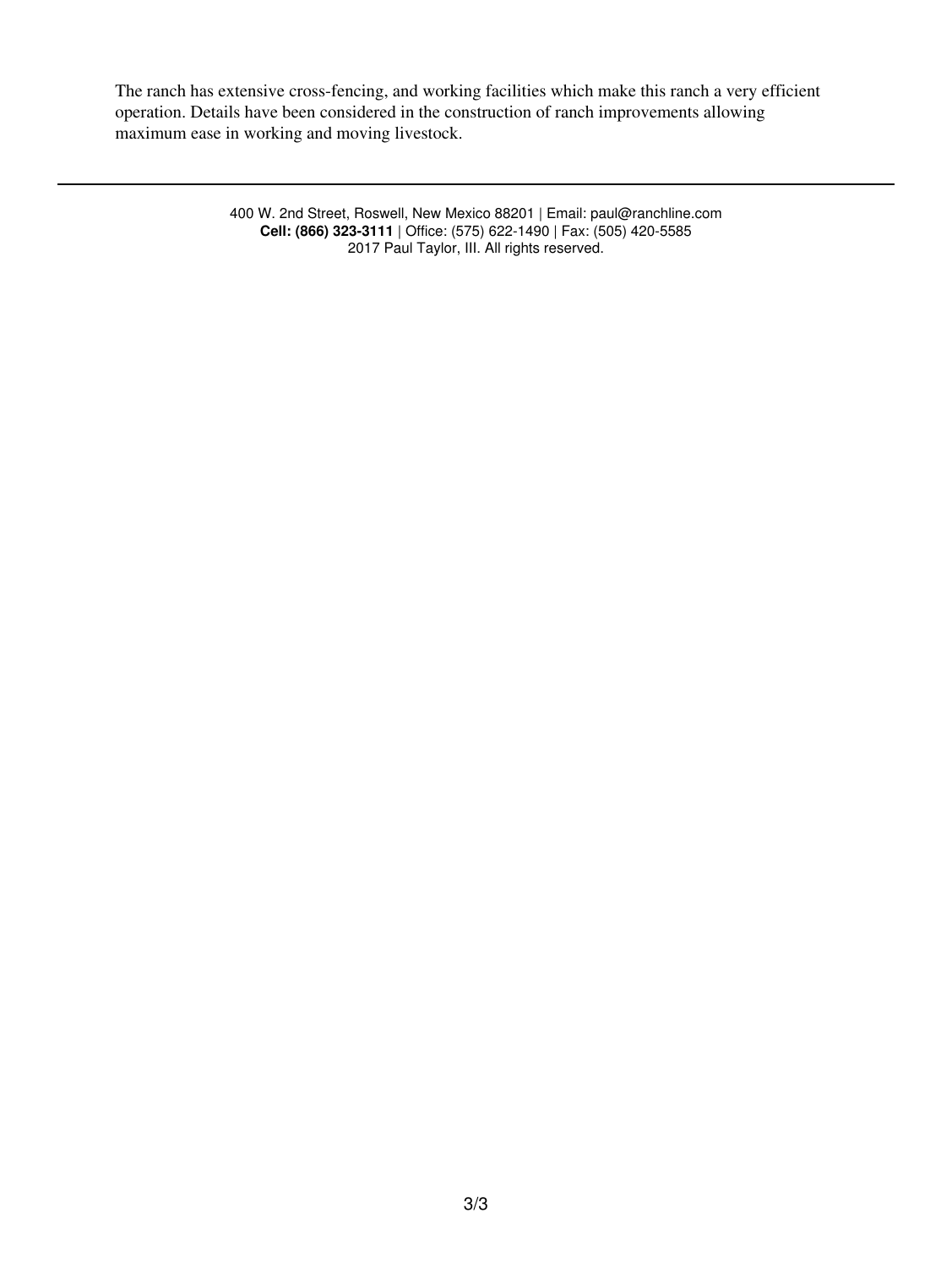The ranch has extensive cross-fencing, and working facilities which make this ranch a very efficient operation. Details have been considered in the construction of ranch improvements allowing maximum ease in working and moving livestock.

---

400 W. 2nd Street, Roswell, New Mexico 88201 | Email: paul@ranchline.com
**Cell: (866) 323-3111** | Office: (575) 622-1490 | Fax: (505) 420-5585
2017 Paul Taylor, III. All rights reserved.